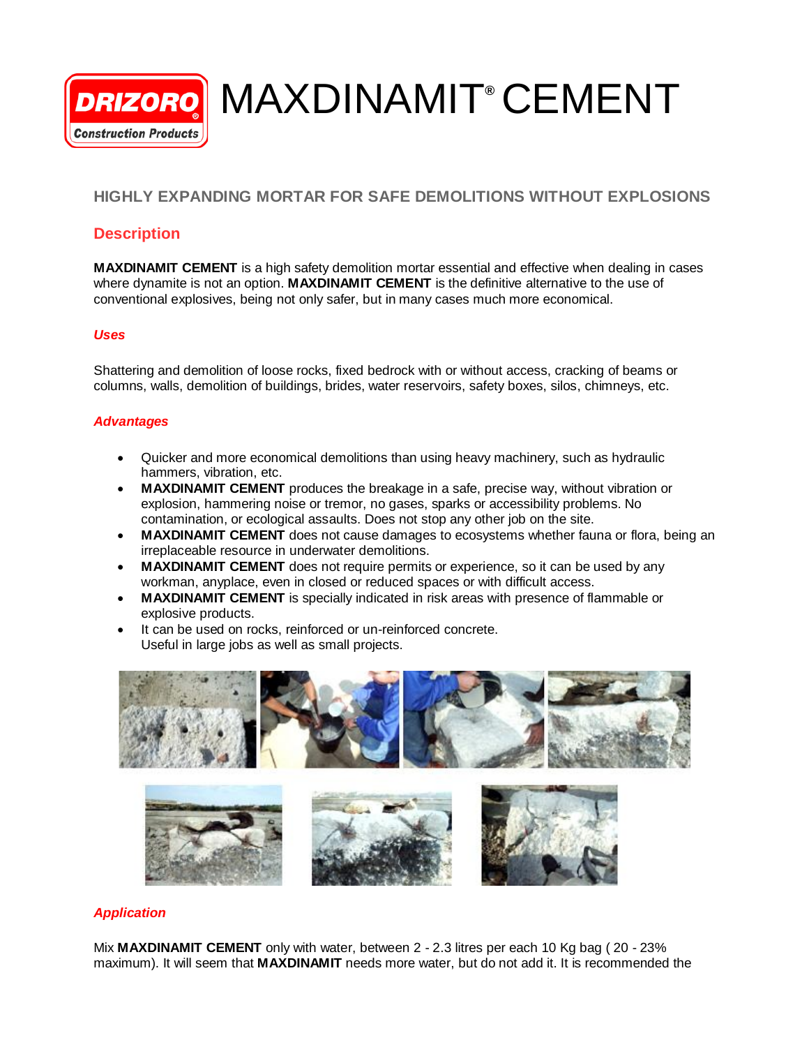# MAXDINAMIT® CEMENT

## HIGHLY EXPANDING MORTAR FOR SAFE DEMOLITIONS WITHOUT EXPLOSIONS

## Description

**MAXDINAMIT CEMENT** is a high safety demolition mortar essential and effective when dealing in cases where dynamite is not an option. **MAXDINAMIT CEMENT** is the definitive alternative to the use of conventional explosives, being not only safer, but in many cases much more economical.

### *Uses*

Shattering and demolition of loose rocks, fixed bedrock with or without access, cracking of beams or columns, walls, demolition of buildings, brides, water reservoirs, safety boxes, silos, chimneys, etc.

### *Advantages*

- Quicker and more economical demolitions than using heavy machinery, such as hydraulic hammers, vibration, etc.
- **MAXDINAMIT CEMENT** produces the breakage in a safe, precise way, without vibration or explosion, hammering noise or tremor, no gases, sparks or accessibility problems. No contamination, or ecological assaults. Does not stop any other job on the site.
- **MAXDINAMIT CEMENT** does not cause damages to ecosystems whether fauna or flora, being an irreplaceable resource in underwater demolitions.
- **MAXDINAMIT CEMENT** does not require permits or experience, so it can be used by any workman, anyplace, even in closed or reduced spaces or with difficult access.
- **MAXDINAMIT CEMENT** is specially indicated in risk areas with presence of flammable or explosive products.
- It can be used on rocks, reinforced or un-reinforced concrete.
  Useful in large jobs as well as small projects.

### *Application*

Mix **MAXDINAMIT CEMENT** only with water, between 2 - 2.3 litres per each 10 Kg bag ( 20 - 23% maximum). It will seem that **MAXDINAMIT** needs more water, but do not add it. It is recommended the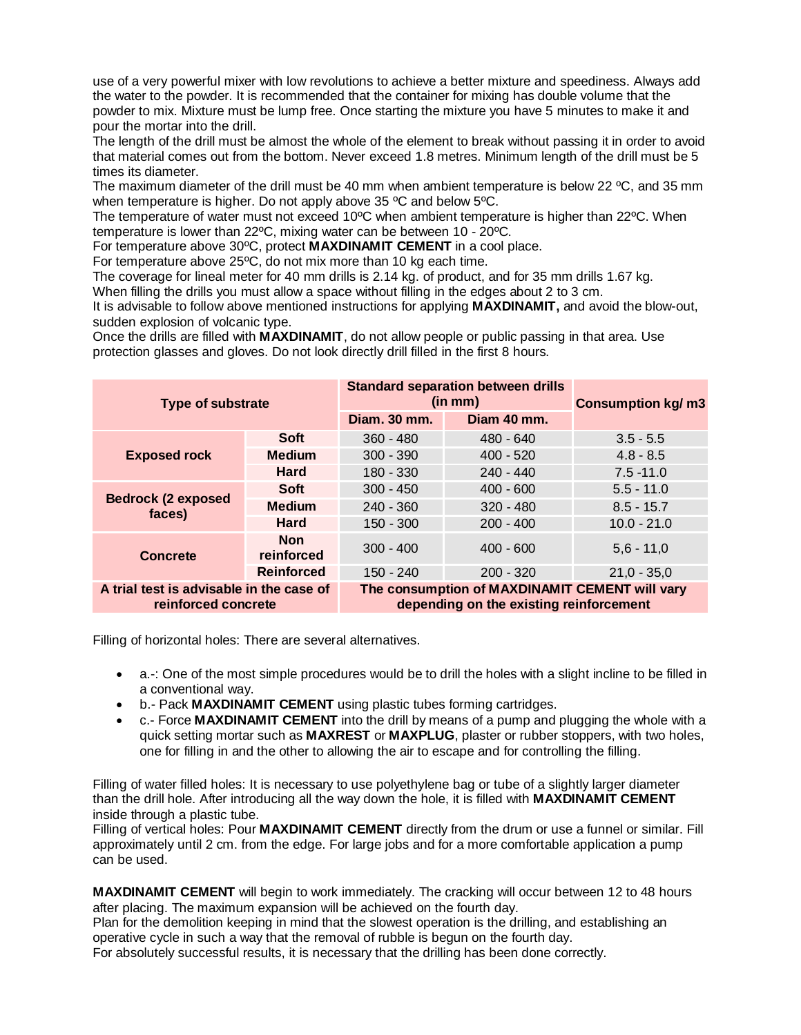use of a very powerful mixer with low revolutions to achieve a better mixture and speediness. Always add the water to the powder. It is recommended that the container for mixing has double volume that the powder to mix. Mixture must be lump free. Once starting the mixture you have 5 minutes to make it and pour the mortar into the drill.

The length of the drill must be almost the whole of the element to break without passing it in order to avoid that material comes out from the bottom. Never exceed 1.8 metres. Minimum length of the drill must be 5 times its diameter.

The maximum diameter of the drill must be 40 mm when ambient temperature is below 22 ºC, and 35 mm when temperature is higher. Do not apply above 35 ºC and below 5ºC.

The temperature of water must not exceed 10ºC when ambient temperature is higher than 22ºC. When temperature is lower than 22ºC, mixing water can be between 10 - 20ºC.

For temperature above 30ºC, protect **MAXDINAMIT CEMENT** in a cool place.

For temperature above 25ºC, do not mix more than 10 kg each time.

The coverage for lineal meter for 40 mm drills is 2.14 kg. of product, and for 35 mm drills 1.67 kg.

When filling the drills you must allow a space without filling in the edges about 2 to 3 cm.

It is advisable to follow above mentioned instructions for applying **MAXDINAMIT,** and avoid the blow-out, sudden explosion of volcanic type.

Once the drills are filled with **MAXDINAMIT**, do not allow people or public passing in that area. Use protection glasses and gloves. Do not look directly drill filled in the first 8 hours.

| Type of substrate | | Standard separation between drills (in mm) | | Consumption kg/ m3 |
|---|---|---|---|---|
| | | Diam. 30 mm. | Diam 40 mm. | |
| Exposed rock | Soft | 360 - 480 | 480 - 640 | 3.5 - 5.5 |
| | Medium | 300 - 390 | 400 - 520 | 4.8 - 8.5 |
| | Hard | 180 - 330 | 240 - 440 | 7.5 -11.0 |
| Bedrock (2 exposed faces) | Soft | 300 - 450 | 400 - 600 | 5.5 - 11.0 |
| | Medium | 240 - 360 | 320 - 480 | 8.5 - 15.7 |
| | Hard | 150 - 300 | 200 - 400 | 10.0 - 21.0 |
| Concrete | Non reinforced | 300 - 400 | 400 - 600 | 5,6 - 11,0 |
| | Reinforced | 150 - 240 | 200 - 320 | 21,0 - 35,0 |
| A trial test is advisable in the case of reinforced concrete | | The consumption of MAXDINAMIT CEMENT will vary depending on the existing reinforcement | | |

Filling of horizontal holes: There are several alternatives.

- a.-: One of the most simple procedures would be to drill the holes with a slight incline to be filled in a conventional way.
- b.- Pack **MAXDINAMIT CEMENT** using plastic tubes forming cartridges.
- c.- Force **MAXDINAMIT CEMENT** into the drill by means of a pump and plugging the whole with a quick setting mortar such as **MAXREST** or **MAXPLUG**, plaster or rubber stoppers, with two holes, one for filling in and the other to allowing the air to escape and for controlling the filling.

Filling of water filled holes: It is necessary to use polyethylene bag or tube of a slightly larger diameter than the drill hole. After introducing all the way down the hole, it is filled with **MAXDINAMIT CEMENT** inside through a plastic tube.

Filling of vertical holes: Pour **MAXDINAMIT CEMENT** directly from the drum or use a funnel or similar. Fill approximately until 2 cm. from the edge. For large jobs and for a more comfortable application a pump can be used.

**MAXDINAMIT CEMENT** will begin to work immediately. The cracking will occur between 12 to 48 hours after placing. The maximum expansion will be achieved on the fourth day.

Plan for the demolition keeping in mind that the slowest operation is the drilling, and establishing an operative cycle in such a way that the removal of rubble is begun on the fourth day.

For absolutely successful results, it is necessary that the drilling has been done correctly.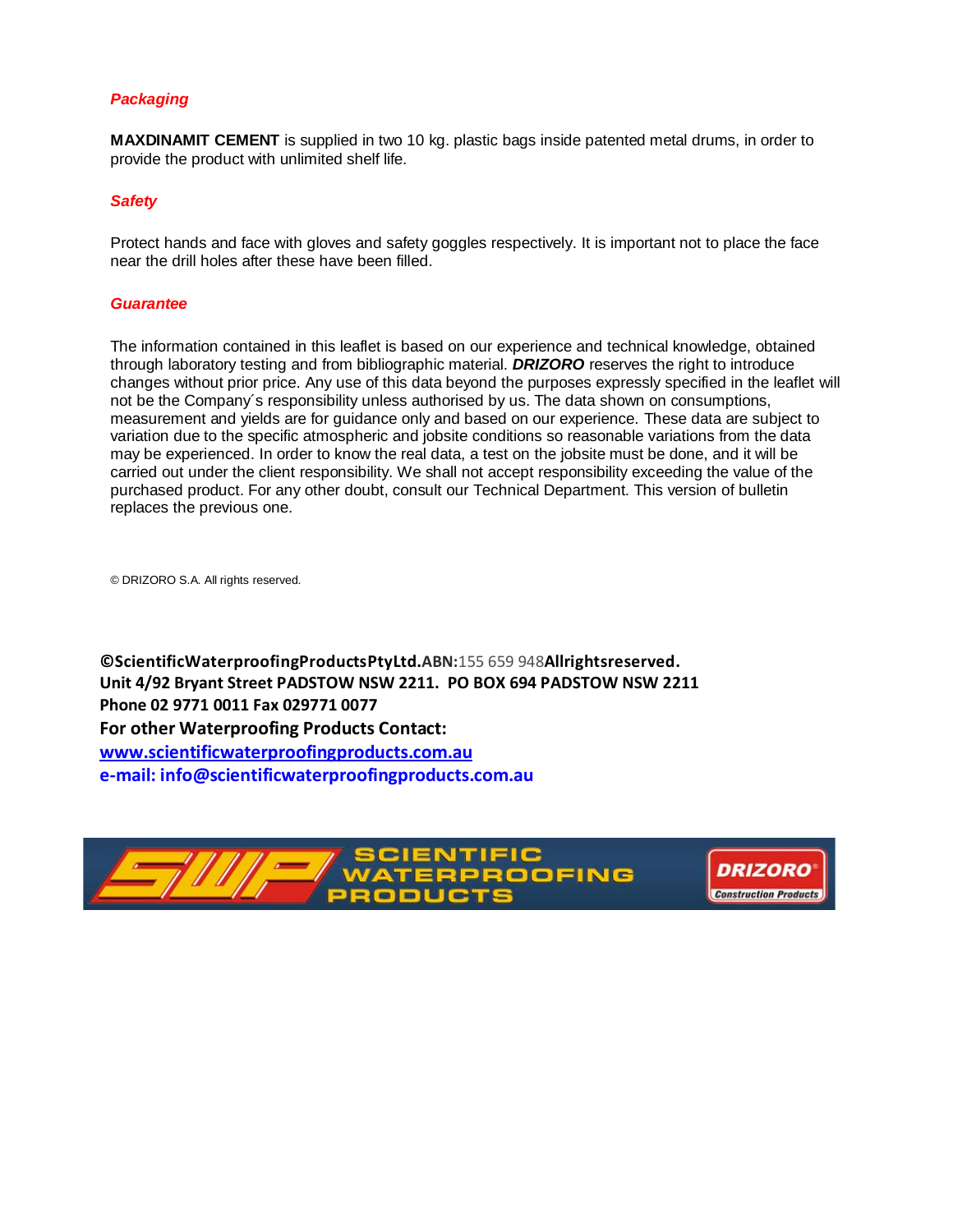### *Packaging*

**MAXDINAMIT CEMENT** is supplied in two 10 kg. plastic bags inside patented metal drums, in order to provide the product with unlimited shelf life.

### *Safety*

Protect hands and face with gloves and safety goggles respectively. It is important not to place the face near the drill holes after these have been filled.

### *Guarantee*

The information contained in this leaflet is based on our experience and technical knowledge, obtained through laboratory testing and from bibliographic material. ***DRIZORO*** reserves the right to introduce changes without prior price. Any use of this data beyond the purposes expressly specified in the leaflet will not be the Company´s responsibility unless authorised by us. The data shown on consumptions, measurement and yields are for guidance only and based on our experience. These data are subject to variation due to the specific atmospheric and jobsite conditions so reasonable variations from the data may be experienced. In order to know the real data, a test on the jobsite must be done, and it will be carried out under the client responsibility. We shall not accept responsibility exceeding the value of the purchased product. For any other doubt, consult our Technical Department. This version of bulletin replaces the previous one.

© DRIZORO S.A. All rights reserved.

**©ScientificWaterproofingProductsPtyLtd.ABN:**155 659 948**Allrightsreserved.**
**Unit 4/92 Bryant Street PADSTOW NSW 2211. PO BOX 694 PADSTOW NSW 2211**
**Phone 02 9771 0011 Fax 029771 0077**
**For other Waterproofing Products Contact:**
**www.scientificwaterproofingproducts.com.au**
**e-mail: info@scientificwaterproofingproducts.com.au**

SWP SCIENTIFIC WATERPROOFING PRODUCTS

DRIZORO® Construction Products